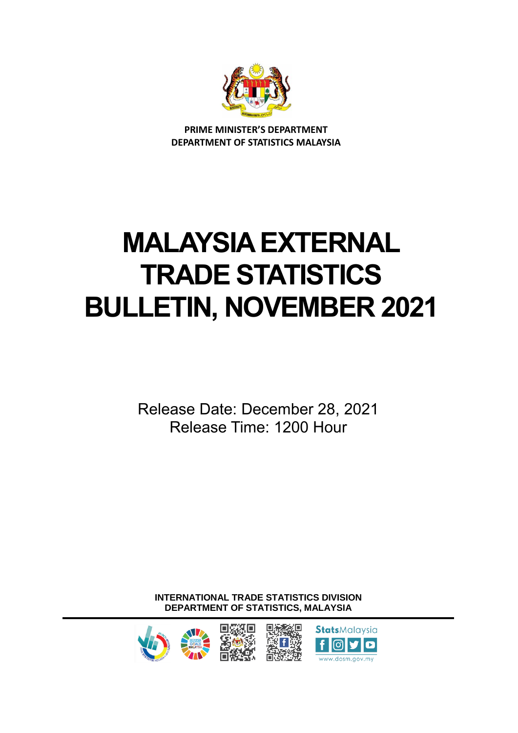PRIME MINISTER'S DEPARTMENT
DEPARTMENT OF STATISTICS MALAYSIA

# MALAYSIA EXTERNAL TRADE STATISTICS BULLETIN, NOVEMBER 2021

Release Date: December 28, 2021
Release Time: 1200 Hour

INTERNATIONAL TRADE STATISTICS DIVISION
DEPARTMENT OF STATISTICS, MALAYSIA

StatsMalaysia

www.dosm.gov.my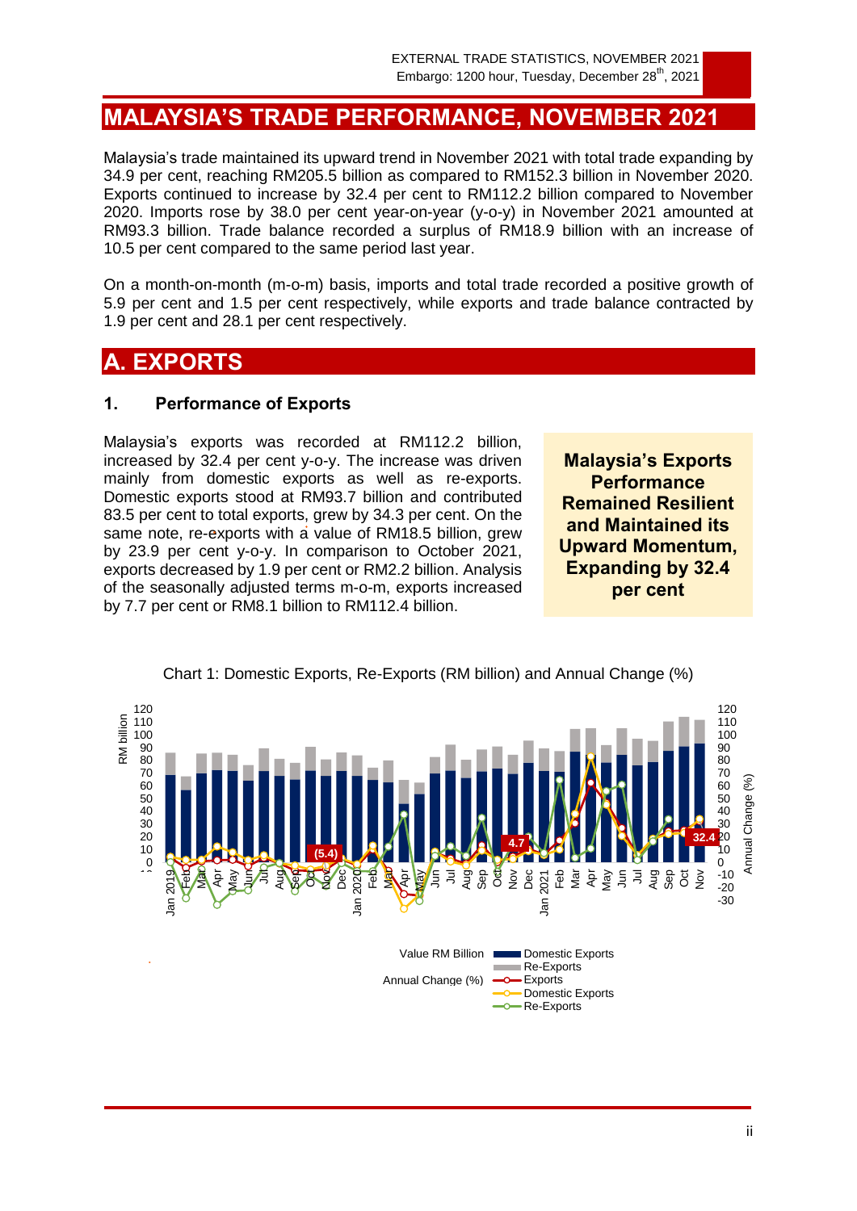# MALAYSIA'S TRADE PERFORMANCE, NOVEMBER 2021

Malaysia's trade maintained its upward trend in November 2021 with total trade expanding by 34.9 per cent, reaching RM205.5 billion as compared to RM152.3 billion in November 2020. Exports continued to increase by 32.4 per cent to RM112.2 billion compared to November 2020. Imports rose by 38.0 per cent year-on-year (y-o-y) in November 2021 amounted at RM93.3 billion. Trade balance recorded a surplus of RM18.9 billion with an increase of 10.5 per cent compared to the same period last year.

On a month-on-month (m-o-m) basis, imports and total trade recorded a positive growth of 5.9 per cent and 1.5 per cent respectively, while exports and trade balance contracted by 1.9 per cent and 28.1 per cent respectively.

## A. EXPORTS

### 1. Performance of Exports

Malaysia's exports was recorded at RM112.2 billion, increased by 32.4 per cent y-o-y. The increase was driven mainly from domestic exports as well as re-exports. Domestic exports stood at RM93.7 billion and contributed 83.5 per cent to total exports, grew by 34.3 per cent. On the same note, re-exports with a value of RM18.5 billion, grew by 23.9 per cent y-o-y. In comparison to October 2021, exports decreased by 1.9 per cent or RM2.2 billion. Analysis of the seasonally adjusted terms m-o-m, exports increased by 7.7 per cent or RM8.1 billion to RM112.4 billion.

**Malaysia's Exports Performance Remained Resilient and Maintained its Upward Momentum, Expanding by 32.4 per cent**

Chart 1: Domestic Exports, Re-Exports (RM billion) and Annual Change (%)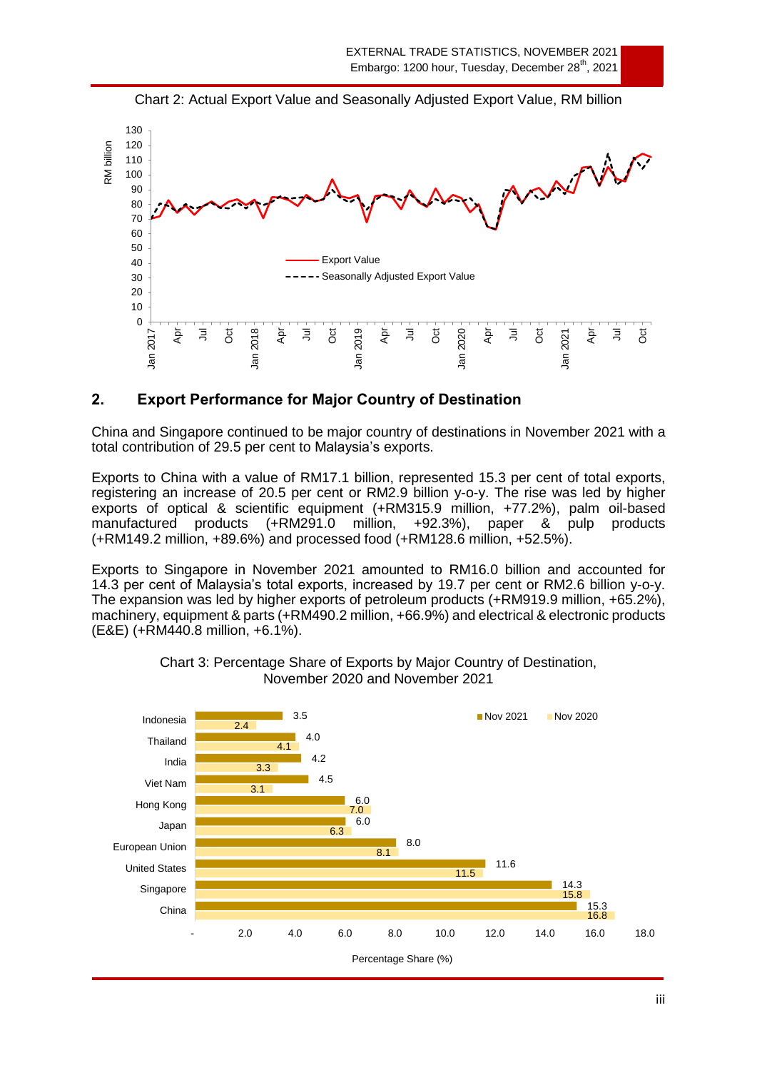Chart 2: Actual Export Value and Seasonally Adjusted Export Value, RM billion

## 2. Export Performance for Major Country of Destination

China and Singapore continued to be major country of destinations in November 2021 with a total contribution of 29.5 per cent to Malaysia's exports.

Exports to China with a value of RM17.1 billion, represented 15.3 per cent of total exports, registering an increase of 20.5 per cent or RM2.9 billion y-o-y. The rise was led by higher exports of optical & scientific equipment (+RM315.9 million, +77.2%), palm oil-based manufactured products (+RM291.0 million, +92.3%), paper & pulp products (+RM149.2 million, +89.6%) and processed food (+RM128.6 million, +52.5%).

Exports to Singapore in November 2021 amounted to RM16.0 billion and accounted for 14.3 per cent of Malaysia's total exports, increased by 19.7 per cent or RM2.6 billion y-o-y. The expansion was led by higher exports of petroleum products (+RM919.9 million, +65.2%), machinery, equipment & parts (+RM490.2 million, +66.9%) and electrical & electronic products (E&E) (+RM440.8 million, +6.1%).

Chart 3: Percentage Share of Exports by Major Country of Destination, November 2020 and November 2021

| Country | Nov 2021 | Nov 2020 |
|---|---|---|
| Indonesia | 3.5 | 2.4 |
| Thailand | 4.0 | 4.1 |
| India | 4.2 | 3.3 |
| Viet Nam | 4.5 | 3.1 |
| Hong Kong | 6.0 | 7.0 |
| Japan | 6.0 | 6.3 |
| European Union | 8.0 | 8.1 |
| United States | 11.6 | 11.5 |
| Singapore | 14.3 | 15.8 |
| China | 15.3 | 16.8 |

Percentage Share (%)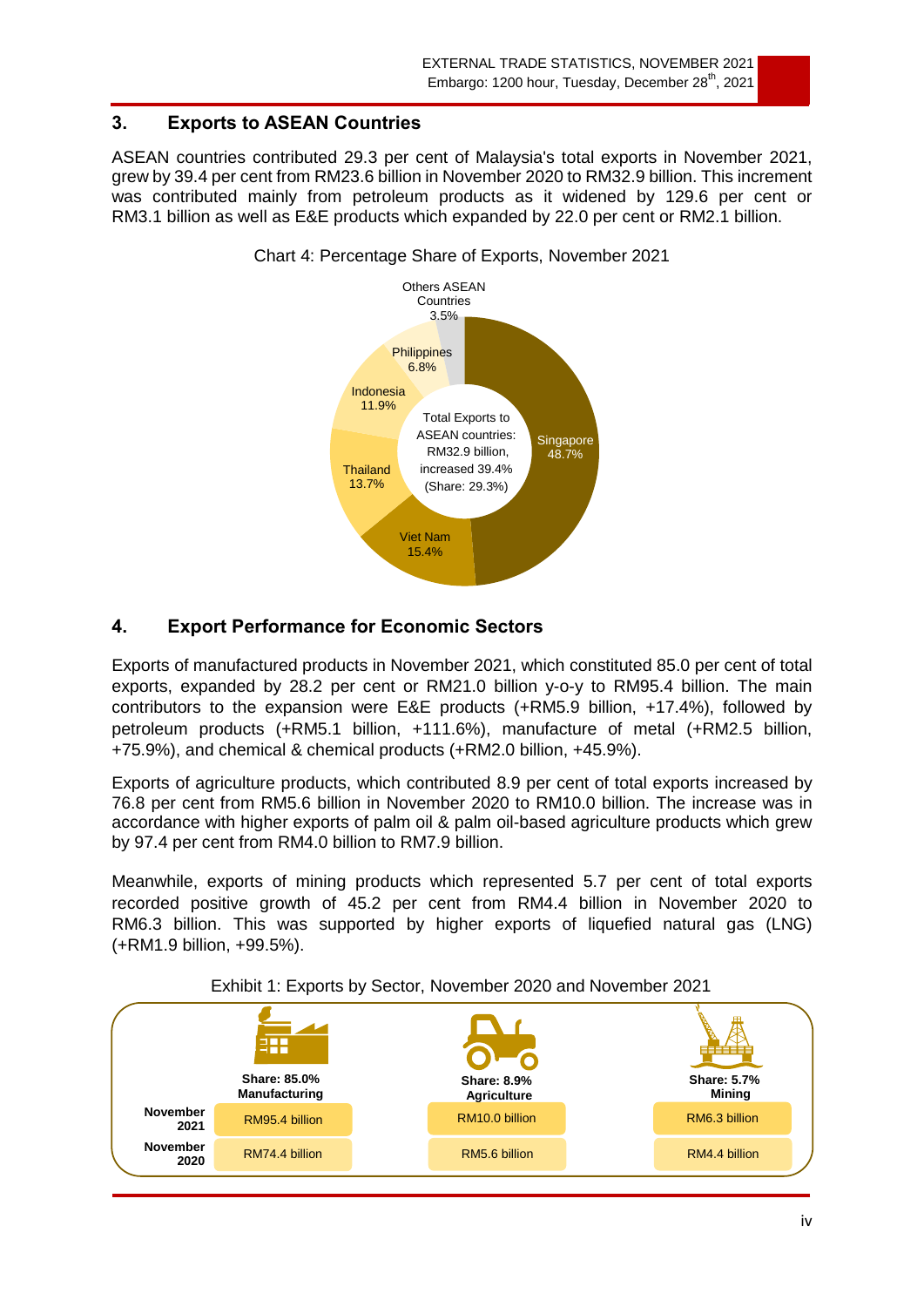## 3. Exports to ASEAN Countries

ASEAN countries contributed 29.3 per cent of Malaysia's total exports in November 2021, grew by 39.4 per cent from RM23.6 billion in November 2020 to RM32.9 billion. This increment was contributed mainly from petroleum products as it widened by 129.6 per cent or RM3.1 billion as well as E&E products which expanded by 22.0 per cent or RM2.1 billion.

Chart 4: Percentage Share of Exports, November 2021

| Country | Share |
|---|---|
| Singapore | 48.7% |
| Viet Nam | 15.4% |
| Thailand | 13.7% |
| Indonesia | 11.9% |
| Philippines | 6.8% |
| Others ASEAN Countries | 3.5% |

Total Exports to ASEAN countries: RM32.9 billion, increased 39.4% (Share: 29.3%)

## 4. Export Performance for Economic Sectors

Exports of manufactured products in November 2021, which constituted 85.0 per cent of total exports, expanded by 28.2 per cent or RM21.0 billion y-o-y to RM95.4 billion. The main contributors to the expansion were E&E products (+RM5.9 billion, +17.4%), followed by petroleum products (+RM5.1 billion, +111.6%), manufacture of metal (+RM2.5 billion, +75.9%), and chemical & chemical products (+RM2.0 billion, +45.9%).

Exports of agriculture products, which contributed 8.9 per cent of total exports increased by 76.8 per cent from RM5.6 billion in November 2020 to RM10.0 billion. The increase was in accordance with higher exports of palm oil & palm oil-based agriculture products which grew by 97.4 per cent from RM4.0 billion to RM7.9 billion.

Meanwhile, exports of mining products which represented 5.7 per cent of total exports recorded positive growth of 45.2 per cent from RM4.4 billion in November 2020 to RM6.3 billion. This was supported by higher exports of liquefied natural gas (LNG) (+RM1.9 billion, +99.5%).

Exhibit 1: Exports by Sector, November 2020 and November 2021

| | Share: 85.0% Manufacturing | Share: 8.9% Agriculture | Share: 5.7% Mining |
|---|---|---|---|
| November 2021 | RM95.4 billion | RM10.0 billion | RM6.3 billion |
| November 2020 | RM74.4 billion | RM5.6 billion | RM4.4 billion |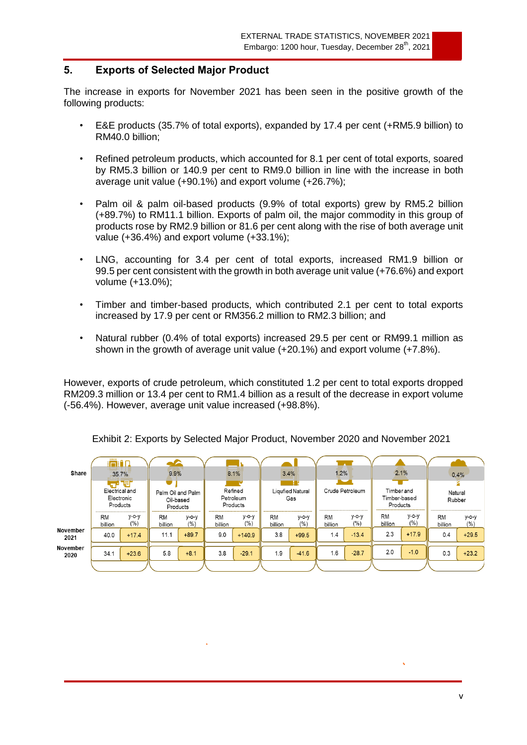## 5. Exports of Selected Major Product

The increase in exports for November 2021 has been seen in the positive growth of the following products:

- E&E products (35.7% of total exports), expanded by 17.4 per cent (+RM5.9 billion) to RM40.0 billion;
- Refined petroleum products, which accounted for 8.1 per cent of total exports, soared by RM5.3 billion or 140.9 per cent to RM9.0 billion in line with the increase in both average unit value (+90.1%) and export volume (+26.7%);
- Palm oil & palm oil-based products (9.9% of total exports) grew by RM5.2 billion (+89.7%) to RM11.1 billion. Exports of palm oil, the major commodity in this group of products rose by RM2.9 billion or 81.6 per cent along with the rise of both average unit value (+36.4%) and export volume (+33.1%);
- LNG, accounting for 3.4 per cent of total exports, increased RM1.9 billion or 99.5 per cent consistent with the growth in both average unit value (+76.6%) and export volume (+13.0%);
- Timber and timber-based products, which contributed 2.1 per cent to total exports increased by 17.9 per cent or RM356.2 million to RM2.3 billion; and
- Natural rubber (0.4% of total exports) increased 29.5 per cent or RM99.1 million as shown in the growth of average unit value (+20.1%) and export volume (+7.8%).

However, exports of crude petroleum, which constituted 1.2 per cent to total exports dropped RM209.3 million or 13.4 per cent to RM1.4 billion as a result of the decrease in export volume (-56.4%). However, average unit value increased (+98.8%).

Exhibit 2: Exports by Selected Major Product, November 2020 and November 2021

| | Electrical and Electronic Products | | Palm Oil and Palm Oil-based Products | | Refined Petroleum Products | | Liqufied Natural Gas | | Crude Petroleum | | Timber and Timber-based Products | | Natural Rubber | |
|---|---|---|---|---|---|---|---|---|---|---|---|---|---|---|
| Share | 35.7% | | 9.9% | | 8.1% | | 3.4% | | 1.2% | | 2.1% | | 0.4% | |
| | RM billion | y-o-y (%) | RM billion | y-o-y (%) | RM billion | y-o-y (%) | RM billion | y-o-y (%) | RM billion | y-o-y (%) | RM billion | y-o-y (%) | RM billion | y-o-y (%) |
| November 2021 | 40.0 | +17.4 | 11.1 | +89.7 | 9.0 | +140.9 | 3.8 | +99.5 | 1.4 | -13.4 | 2.3 | +17.9 | 0.4 | +29.5 |
| November 2020 | 34.1 | +23.6 | 5.8 | +8.1 | 3.8 | -29.1 | 1.9 | -41.6 | 1.6 | -28.7 | 2.0 | -1.0 | 0.3 | +23.2 |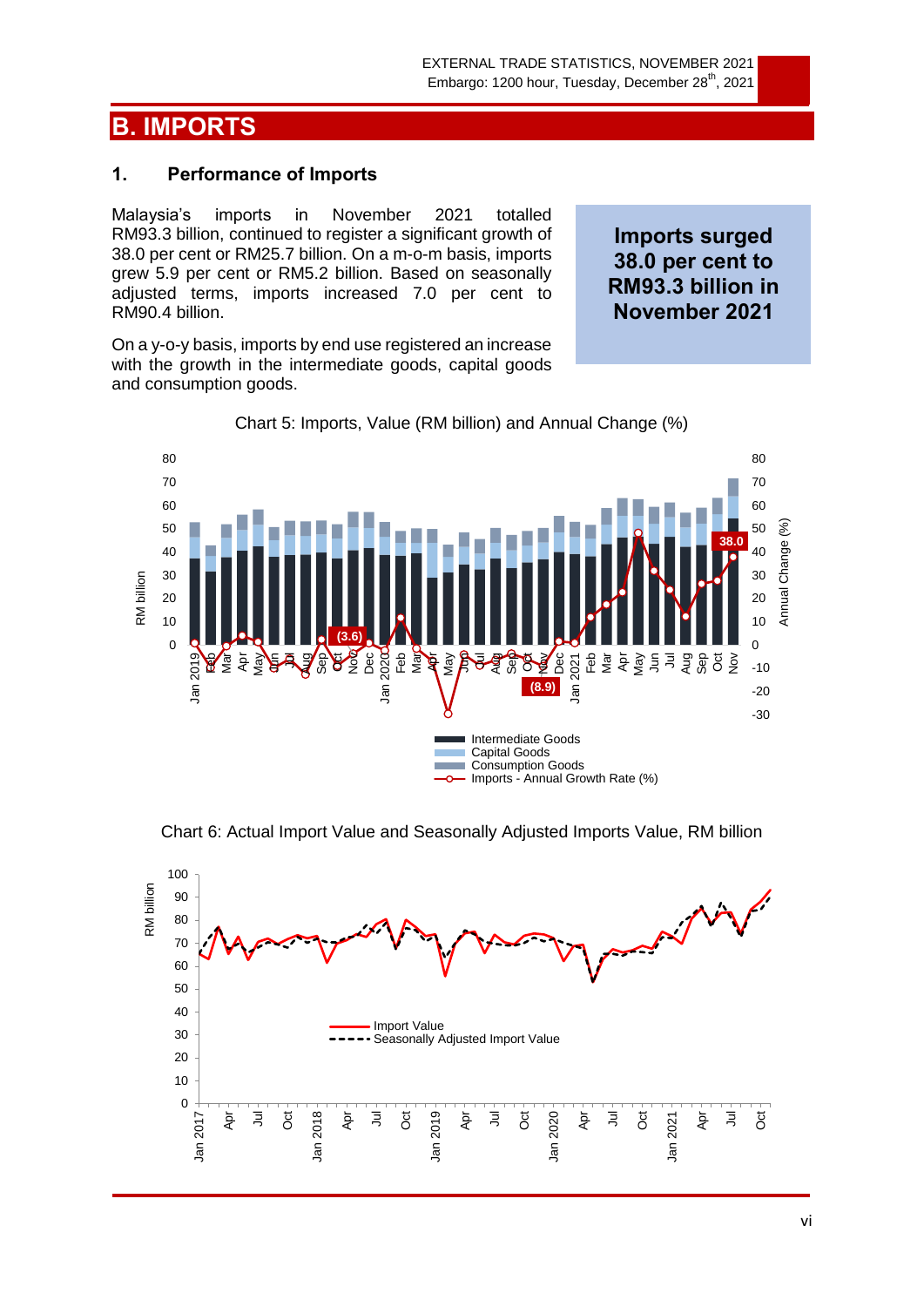# B. IMPORTS

## 1. Performance of Imports

Malaysia's imports in November 2021 totalled RM93.3 billion, continued to register a significant growth of 38.0 per cent or RM25.7 billion. On a m-o-m basis, imports grew 5.9 per cent or RM5.2 billion. Based on seasonally adjusted terms, imports increased 7.0 per cent to RM90.4 billion.

On a y-o-y basis, imports by end use registered an increase with the growth in the intermediate goods, capital goods and consumption goods.

**Imports surged 38.0 per cent to RM93.3 billion in November 2021**

Chart 5: Imports, Value (RM billion) and Annual Change (%)

Chart 6: Actual Import Value and Seasonally Adjusted Imports Value, RM billion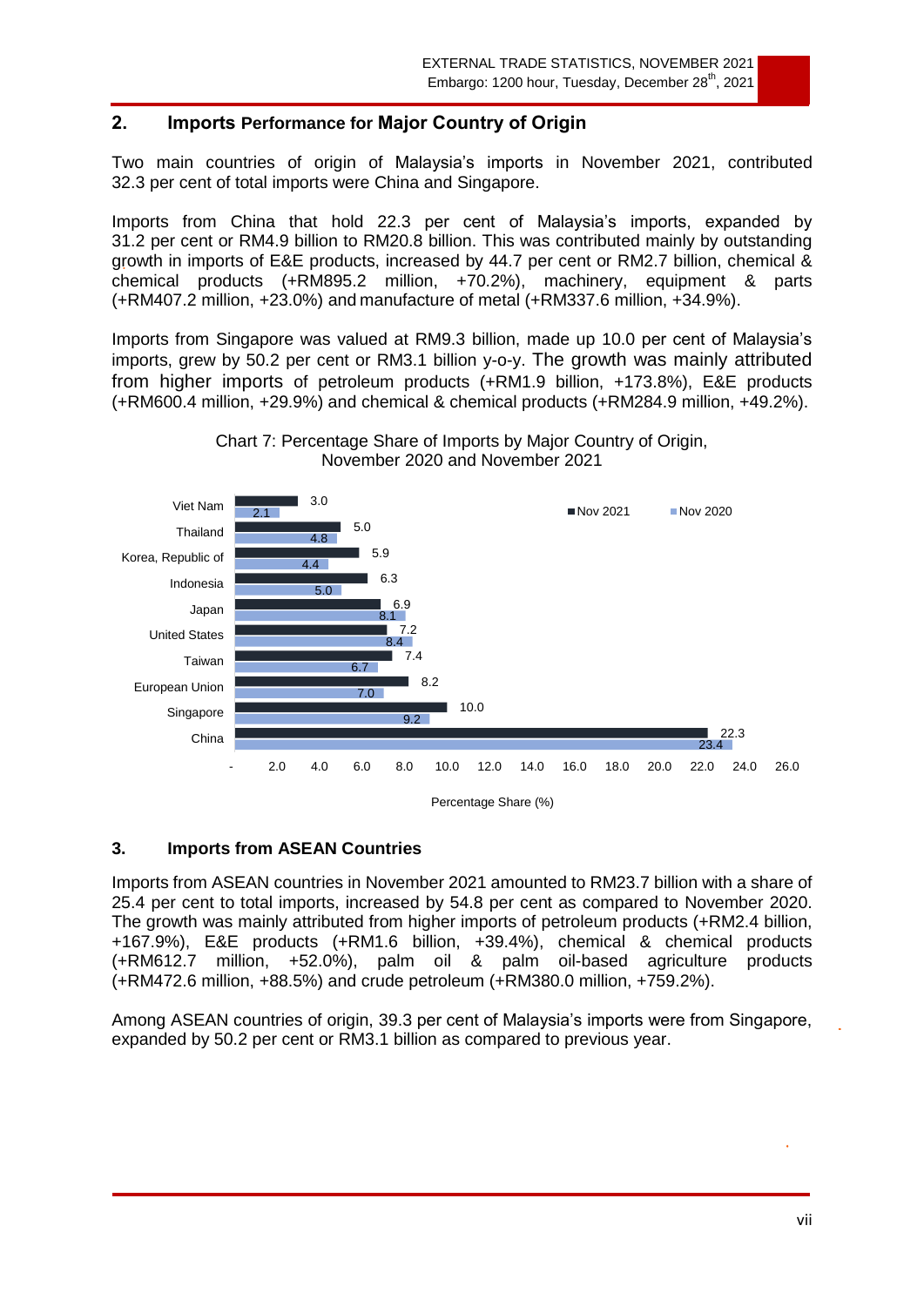## 2. Imports Performance for Major Country of Origin

Two main countries of origin of Malaysia's imports in November 2021, contributed 32.3 per cent of total imports were China and Singapore.

Imports from China that hold 22.3 per cent of Malaysia's imports, expanded by 31.2 per cent or RM4.9 billion to RM20.8 billion. This was contributed mainly by outstanding growth in imports of E&E products, increased by 44.7 per cent or RM2.7 billion, chemical & chemical products (+RM895.2 million, +70.2%), machinery, equipment & parts (+RM407.2 million, +23.0%) and manufacture of metal (+RM337.6 million, +34.9%).

Imports from Singapore was valued at RM9.3 billion, made up 10.0 per cent of Malaysia's imports, grew by 50.2 per cent or RM3.1 billion y-o-y. The growth was mainly attributed from higher imports of petroleum products (+RM1.9 billion, +173.8%), E&E products (+RM600.4 million, +29.9%) and chemical & chemical products (+RM284.9 million, +49.2%).

Chart 7: Percentage Share of Imports by Major Country of Origin, November 2020 and November 2021

| Country | Nov 2021 | Nov 2020 |
|---|---|---|
| Viet Nam | 3.0 | 2.1 |
| Thailand | 5.0 | 4.8 |
| Korea, Republic of | 5.9 | 4.4 |
| Indonesia | 6.3 | 5.0 |
| Japan | 6.9 | 8.1 |
| United States | 7.2 | 8.4 |
| Taiwan | 7.4 | 6.7 |
| European Union | 8.2 | 7.0 |
| Singapore | 10.0 | 9.2 |
| China | 22.3 | 23.4 |

Percentage Share (%)

## 3. Imports from ASEAN Countries

Imports from ASEAN countries in November 2021 amounted to RM23.7 billion with a share of 25.4 per cent to total imports, increased by 54.8 per cent as compared to November 2020. The growth was mainly attributed from higher imports of petroleum products (+RM2.4 billion, +167.9%), E&E products (+RM1.6 billion, +39.4%), chemical & chemical products (+RM612.7 million, +52.0%), palm oil & palm oil-based agriculture products (+RM472.6 million, +88.5%) and crude petroleum (+RM380.0 million, +759.2%).

Among ASEAN countries of origin, 39.3 per cent of Malaysia's imports were from Singapore, expanded by 50.2 per cent or RM3.1 billion as compared to previous year.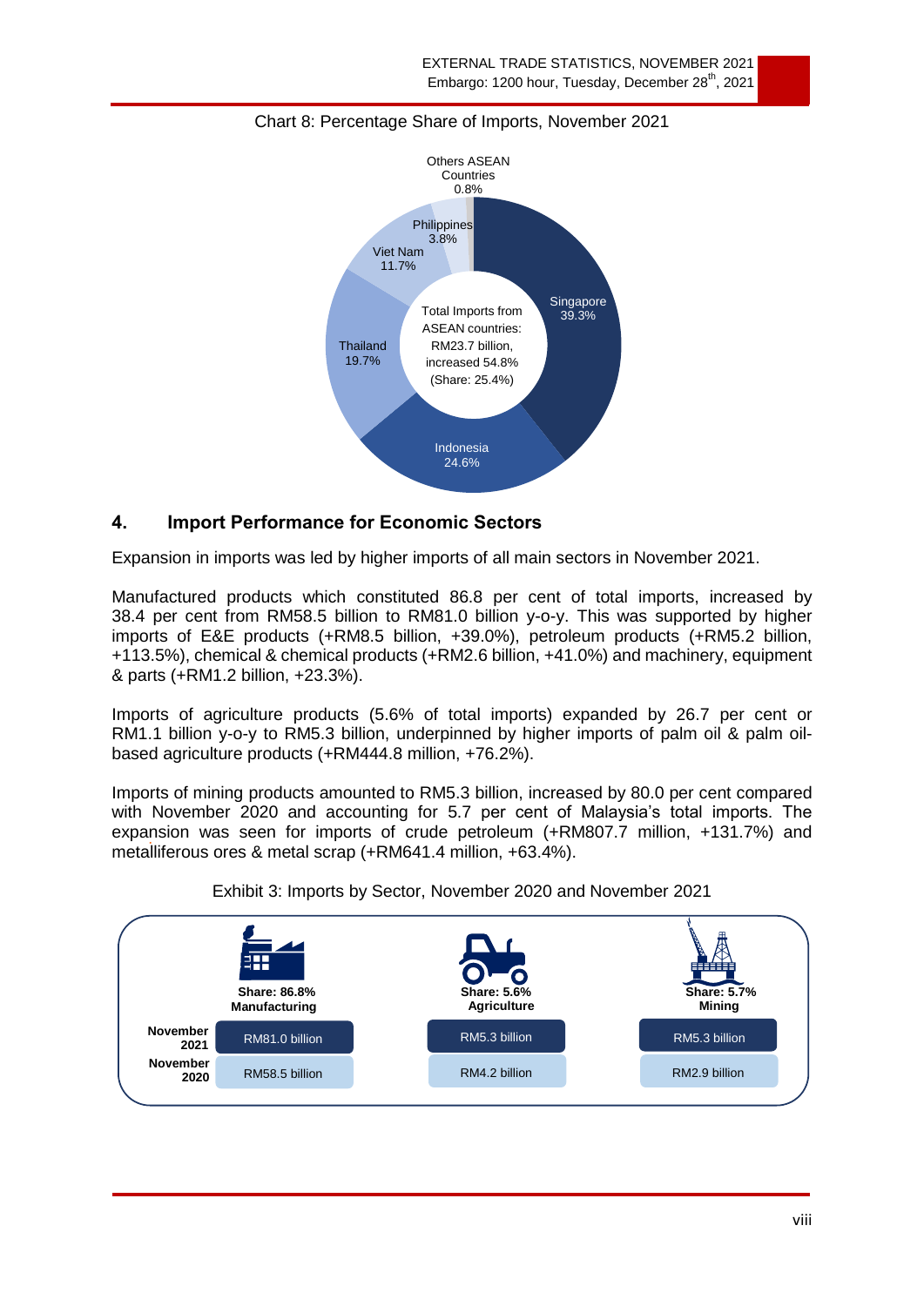Chart 8: Percentage Share of Imports, November 2021

Total Imports from ASEAN countries: RM23.7 billion, increased 54.8% (Share: 25.4%)

| Country | Share |
|---|---|
| Singapore | 39.3% |
| Indonesia | 24.6% |
| Thailand | 19.7% |
| Viet Nam | 11.7% |
| Philippines | 3.8% |
| Others ASEAN Countries | 0.8% |

## 4. Import Performance for Economic Sectors

Expansion in imports was led by higher imports of all main sectors in November 2021.

Manufactured products which constituted 86.8 per cent of total imports, increased by 38.4 per cent from RM58.5 billion to RM81.0 billion y-o-y. This was supported by higher imports of E&E products (+RM8.5 billion, +39.0%), petroleum products (+RM5.2 billion, +113.5%), chemical & chemical products (+RM2.6 billion, +41.0%) and machinery, equipment & parts (+RM1.2 billion, +23.3%).

Imports of agriculture products (5.6% of total imports) expanded by 26.7 per cent or RM1.1 billion y-o-y to RM5.3 billion, underpinned by higher imports of palm oil & palm oil-based agriculture products (+RM444.8 million, +76.2%).

Imports of mining products amounted to RM5.3 billion, increased by 80.0 per cent compared with November 2020 and accounting for 5.7 per cent of Malaysia's total imports. The expansion was seen for imports of crude petroleum (+RM807.7 million, +131.7%) and metalliferous ores & metal scrap (+RM641.4 million, +63.4%).

Exhibit 3: Imports by Sector, November 2020 and November 2021

| | Manufacturing (Share: 86.8%) | Agriculture (Share: 5.6%) | Mining (Share: 5.7%) |
|---|---|---|---|
| November 2021 | RM81.0 billion | RM5.3 billion | RM5.3 billion |
| November 2020 | RM58.5 billion | RM4.2 billion | RM2.9 billion |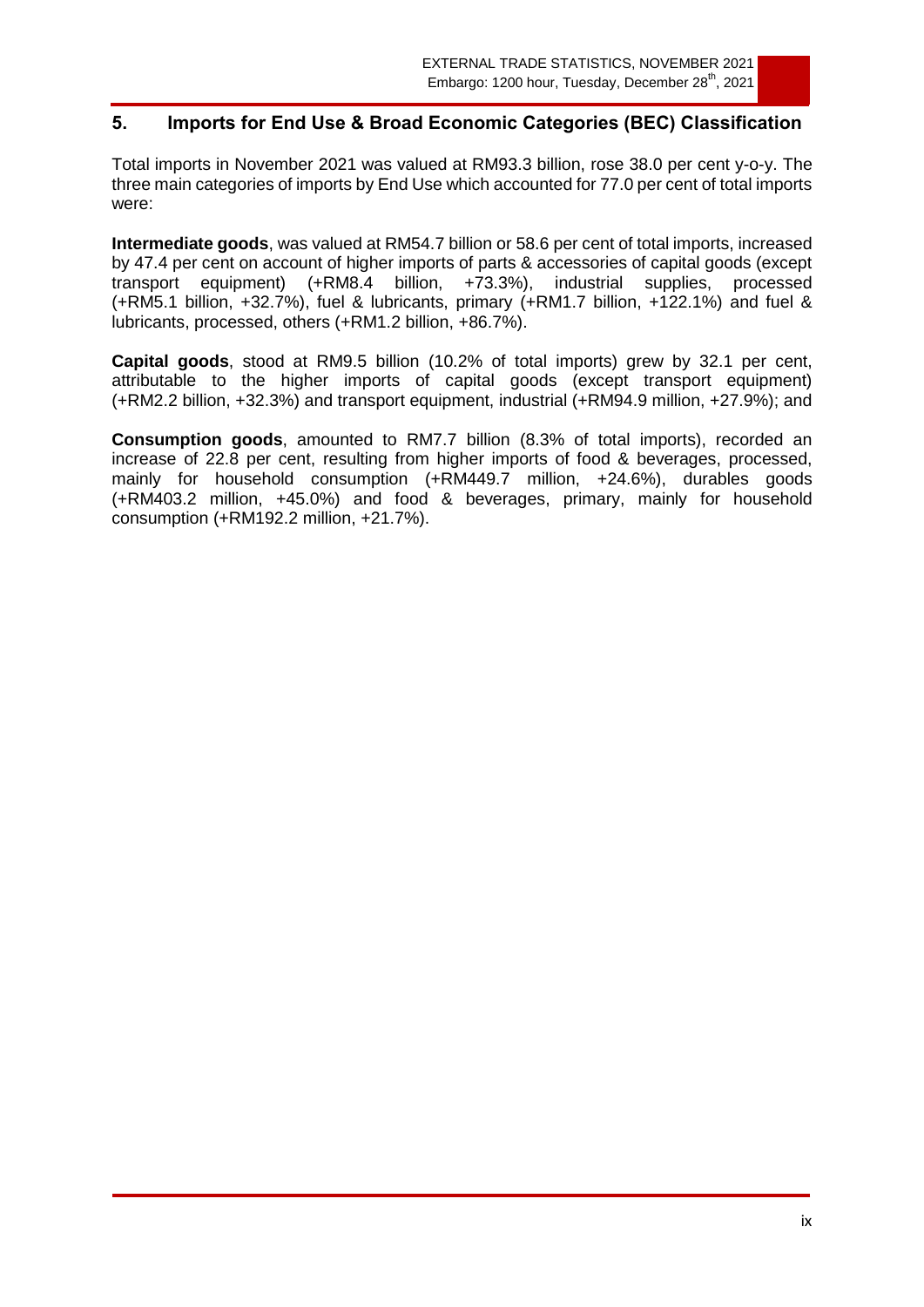## 5. Imports for End Use & Broad Economic Categories (BEC) Classification

Total imports in November 2021 was valued at RM93.3 billion, rose 38.0 per cent y-o-y. The three main categories of imports by End Use which accounted for 77.0 per cent of total imports were:

**Intermediate goods**, was valued at RM54.7 billion or 58.6 per cent of total imports, increased by 47.4 per cent on account of higher imports of parts & accessories of capital goods (except transport equipment) (+RM8.4 billion, +73.3%), industrial supplies, processed (+RM5.1 billion, +32.7%), fuel & lubricants, primary (+RM1.7 billion, +122.1%) and fuel & lubricants, processed, others (+RM1.2 billion, +86.7%).

**Capital goods**, stood at RM9.5 billion (10.2% of total imports) grew by 32.1 per cent, attributable to the higher imports of capital goods (except transport equipment) (+RM2.2 billion, +32.3%) and transport equipment, industrial (+RM94.9 million, +27.9%); and

**Consumption goods**, amounted to RM7.7 billion (8.3% of total imports), recorded an increase of 22.8 per cent, resulting from higher imports of food & beverages, processed, mainly for household consumption (+RM449.7 million, +24.6%), durables goods (+RM403.2 million, +45.0%) and food & beverages, primary, mainly for household consumption (+RM192.2 million, +21.7%).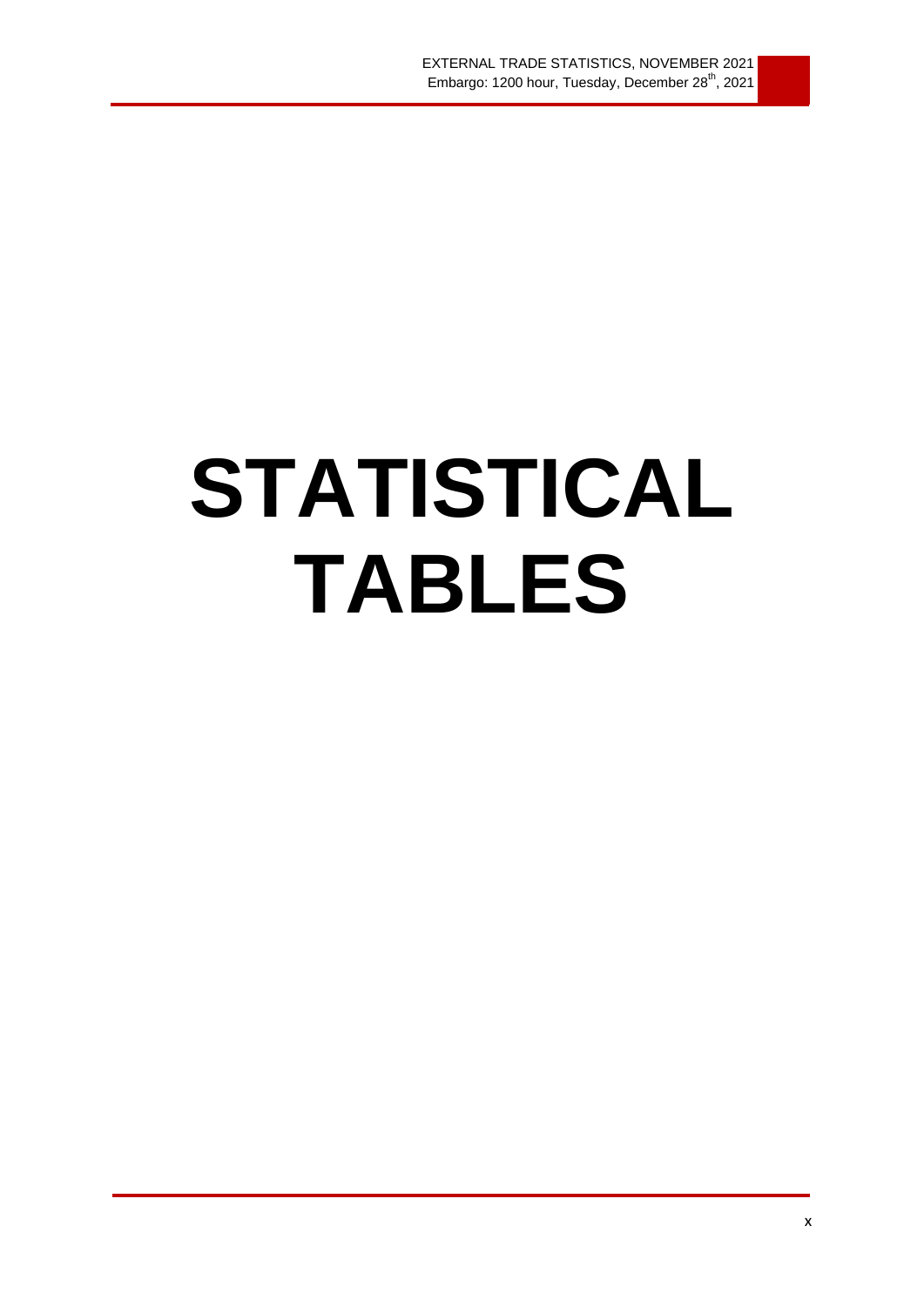# STATISTICAL TABLES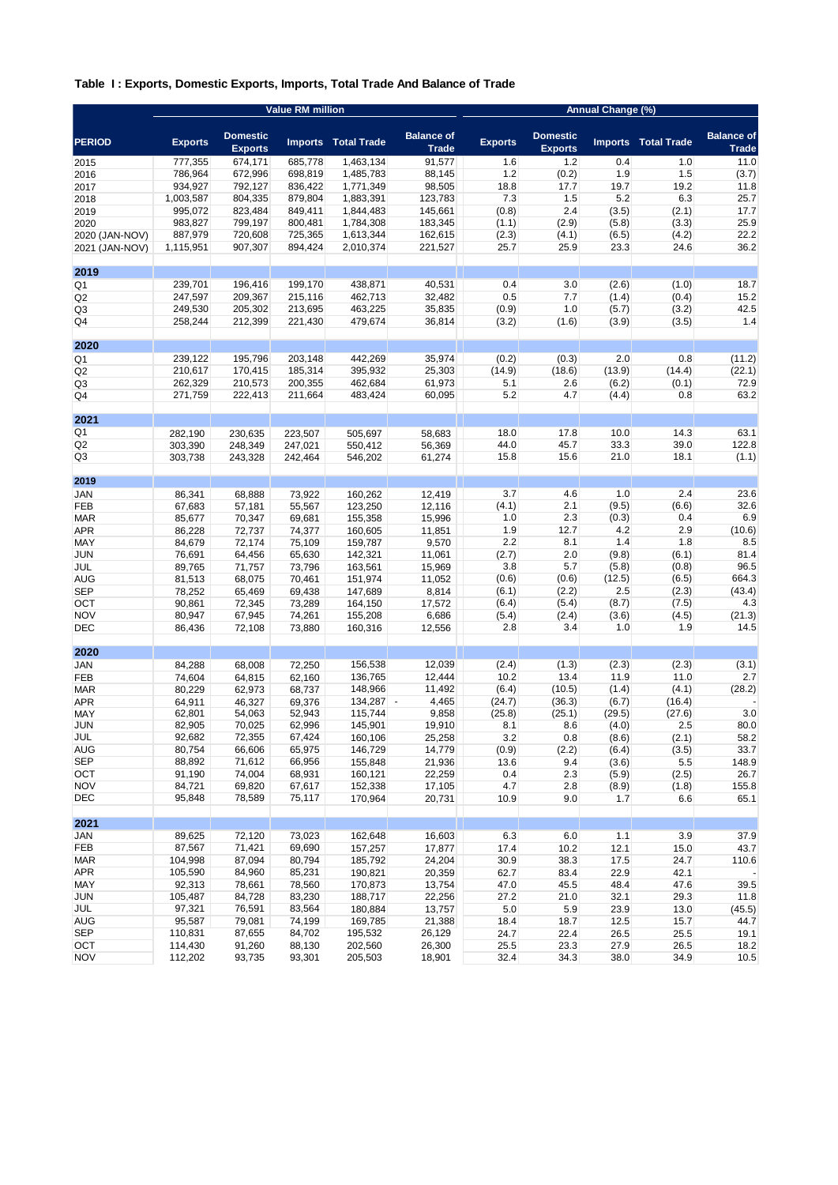**Table I : Exports, Domestic Exports, Imports, Total Trade And Balance of Trade**

| | Value RM million | | | | | Annual Change (%) | | | | |
|---|---|---|---|---|---|---|---|---|---|---|
| PERIOD | Exports | Domestic Exports | Imports | Total Trade | Balance of Trade | Exports | Domestic Exports | Imports | Total Trade | Balance of Trade |
| 2015 | 777,355 | 674,171 | 685,778 | 1,463,134 | 91,577 | 1.6 | 1.2 | 0.4 | 1.0 | 11.0 |
| 2016 | 786,964 | 672,996 | 698,819 | 1,485,783 | 88,145 | 1.2 | (0.2) | 1.9 | 1.5 | (3.7) |
| 2017 | 934,927 | 792,127 | 836,422 | 1,771,349 | 98,505 | 18.8 | 17.7 | 19.7 | 19.2 | 11.8 |
| 2018 | 1,003,587 | 804,335 | 879,804 | 1,883,391 | 123,783 | 7.3 | 1.5 | 5.2 | 6.3 | 25.7 |
| 2019 | 995,072 | 823,484 | 849,411 | 1,844,483 | 145,661 | (0.8) | 2.4 | (3.5) | (2.1) | 17.7 |
| 2020 | 983,827 | 799,197 | 800,481 | 1,784,308 | 183,345 | (1.1) | (2.9) | (5.8) | (3.3) | 25.9 |
| 2020 (JAN-NOV) | 887,979 | 720,608 | 725,365 | 1,613,344 | 162,615 | (2.3) | (4.1) | (6.5) | (4.2) | 22.2 |
| 2021 (JAN-NOV) | 1,115,951 | 907,307 | 894,424 | 2,010,374 | 221,527 | 25.7 | 25.9 | 23.3 | 24.6 | 36.2 |
| **2019** | | | | | | | | | | |
| Q1 | 239,701 | 196,416 | 199,170 | 438,871 | 40,531 | 0.4 | 3.0 | (2.6) | (1.0) | 18.7 |
| Q2 | 247,597 | 209,367 | 215,116 | 462,713 | 32,482 | 0.5 | 7.7 | (1.4) | (0.4) | 15.2 |
| Q3 | 249,530 | 205,302 | 213,695 | 463,225 | 35,835 | (0.9) | 1.0 | (5.7) | (3.2) | 42.5 |
| Q4 | 258,244 | 212,399 | 221,430 | 479,674 | 36,814 | (3.2) | (1.6) | (3.9) | (3.5) | 1.4 |
| **2020** | | | | | | | | | | |
| Q1 | 239,122 | 195,796 | 203,148 | 442,269 | 35,974 | (0.2) | (0.3) | 2.0 | 0.8 | (11.2) |
| Q2 | 210,617 | 170,415 | 185,314 | 395,932 | 25,303 | (14.9) | (18.6) | (13.9) | (14.4) | (22.1) |
| Q3 | 262,329 | 210,573 | 200,355 | 462,684 | 61,973 | 5.1 | 2.6 | (6.2) | (0.1) | 72.9 |
| Q4 | 271,759 | 222,413 | 211,664 | 483,424 | 60,095 | 5.2 | 4.7 | (4.4) | 0.8 | 63.2 |
| **2021** | | | | | | | | | | |
| Q1 | 282,190 | 230,635 | 223,507 | 505,697 | 58,683 | 18.0 | 17.8 | 10.0 | 14.3 | 63.1 |
| Q2 | 303,390 | 248,349 | 247,021 | 550,412 | 56,369 | 44.0 | 45.7 | 33.3 | 39.0 | 122.8 |
| Q3 | 303,738 | 243,328 | 242,464 | 546,202 | 61,274 | 15.8 | 15.6 | 21.0 | 18.1 | (1.1) |
| **2019** | | | | | | | | | | |
| JAN | 86,341 | 68,888 | 73,922 | 160,262 | 12,419 | 3.7 | 4.6 | 1.0 | 2.4 | 23.6 |
| FEB | 67,683 | 57,181 | 55,567 | 123,250 | 12,116 | (4.1) | 2.1 | (9.5) | (6.6) | 32.6 |
| MAR | 85,677 | 70,347 | 69,681 | 155,358 | 15,996 | 1.0 | 2.3 | (0.3) | 0.4 | 6.9 |
| APR | 86,228 | 72,737 | 74,377 | 160,605 | 11,851 | 1.9 | 12.7 | 4.2 | 2.9 | (10.6) |
| MAY | 84,679 | 72,174 | 75,109 | 159,787 | 9,570 | 2.2 | 8.1 | 1.4 | 1.8 | 8.5 |
| JUN | 76,691 | 64,456 | 65,630 | 142,321 | 11,061 | (2.7) | 2.0 | (9.8) | (6.1) | 81.4 |
| JUL | 89,765 | 71,757 | 73,796 | 163,561 | 15,969 | 3.8 | 5.7 | (5.8) | (0.8) | 96.5 |
| AUG | 81,513 | 68,075 | 70,461 | 151,974 | 11,052 | (0.6) | (0.6) | (12.5) | (6.5) | 664.3 |
| SEP | 78,252 | 65,469 | 69,438 | 147,689 | 8,814 | (6.1) | (2.2) | 2.5 | (2.3) | (43.4) |
| OCT | 90,861 | 72,345 | 73,289 | 164,150 | 17,572 | (6.4) | (5.4) | (8.7) | (7.5) | 4.3 |
| NOV | 80,947 | 67,945 | 74,261 | 155,208 | 6,686 | (5.4) | (2.4) | (3.6) | (4.5) | (21.3) |
| DEC | 86,436 | 72,108 | 73,880 | 160,316 | 12,556 | 2.8 | 3.4 | 1.0 | 1.9 | 14.5 |
| **2020** | | | | | | | | | | |
| JAN | 84,288 | 68,008 | 72,250 | 156,538 | 12,039 | (2.4) | (1.3) | (2.3) | (2.3) | (3.1) |
| FEB | 74,604 | 64,815 | 62,160 | 136,765 | 12,444 | 10.2 | 13.4 | 11.9 | 11.0 | 2.7 |
| MAR | 80,229 | 62,973 | 68,737 | 148,966 | 11,492 | (6.4) | (10.5) | (1.4) | (4.1) | (28.2) |
| APR | 64,911 | 46,327 | 69,376 | 134,287 | - 4,465 | (24.7) | (36.3) | (6.7) | (16.4) | - |
| MAY | 62,801 | 54,063 | 52,943 | 115,744 | 9,858 | (25.8) | (25.1) | (29.5) | (27.6) | 3.0 |
| JUN | 82,905 | 70,025 | 62,996 | 145,901 | 19,910 | 8.1 | 8.6 | (4.0) | 2.5 | 80.0 |
| JUL | 92,682 | 72,355 | 67,424 | 160,106 | 25,258 | 3.2 | 0.8 | (8.6) | (2.1) | 58.2 |
| AUG | 80,754 | 66,606 | 65,975 | 146,729 | 14,779 | (0.9) | (2.2) | (6.4) | (3.5) | 33.7 |
| SEP | 88,892 | 71,612 | 66,956 | 155,848 | 21,936 | 13.6 | 9.4 | (3.6) | 5.5 | 148.9 |
| OCT | 91,190 | 74,004 | 68,931 | 160,121 | 22,259 | 0.4 | 2.3 | (5.9) | (2.5) | 26.7 |
| NOV | 84,721 | 69,820 | 67,617 | 152,338 | 17,105 | 4.7 | 2.8 | (8.9) | (1.8) | 155.8 |
| DEC | 95,848 | 78,589 | 75,117 | 170,964 | 20,731 | 10.9 | 9.0 | 1.7 | 6.6 | 65.1 |
| **2021** | | | | | | | | | | |
| JAN | 89,625 | 72,120 | 73,023 | 162,648 | 16,603 | 6.3 | 6.0 | 1.1 | 3.9 | 37.9 |
| FEB | 87,567 | 71,421 | 69,690 | 157,257 | 17,877 | 17.4 | 10.2 | 12.1 | 15.0 | 43.7 |
| MAR | 104,998 | 87,094 | 80,794 | 185,792 | 24,204 | 30.9 | 38.3 | 17.5 | 24.7 | 110.6 |
| APR | 105,590 | 84,960 | 85,231 | 190,821 | 20,359 | 62.7 | 83.4 | 22.9 | 42.1 | - |
| MAY | 92,313 | 78,661 | 78,560 | 170,873 | 13,754 | 47.0 | 45.5 | 48.4 | 47.6 | 39.5 |
| JUN | 105,487 | 84,728 | 83,230 | 188,717 | 22,256 | 27.2 | 21.0 | 32.1 | 29.3 | 11.8 |
| JUL | 97,321 | 76,591 | 83,564 | 180,884 | 13,757 | 5.0 | 5.9 | 23.9 | 13.0 | (45.5) |
| AUG | 95,587 | 79,081 | 74,199 | 169,785 | 21,388 | 18.4 | 18.7 | 12.5 | 15.7 | 44.7 |
| SEP | 110,831 | 87,655 | 84,702 | 195,532 | 26,129 | 24.7 | 22.4 | 26.5 | 25.5 | 19.1 |
| OCT | 114,430 | 91,260 | 88,130 | 202,560 | 26,300 | 25.5 | 23.3 | 27.9 | 26.5 | 18.2 |
| NOV | 112,202 | 93,735 | 93,301 | 205,503 | 18,901 | 32.4 | 34.3 | 38.0 | 34.9 | 10.5 |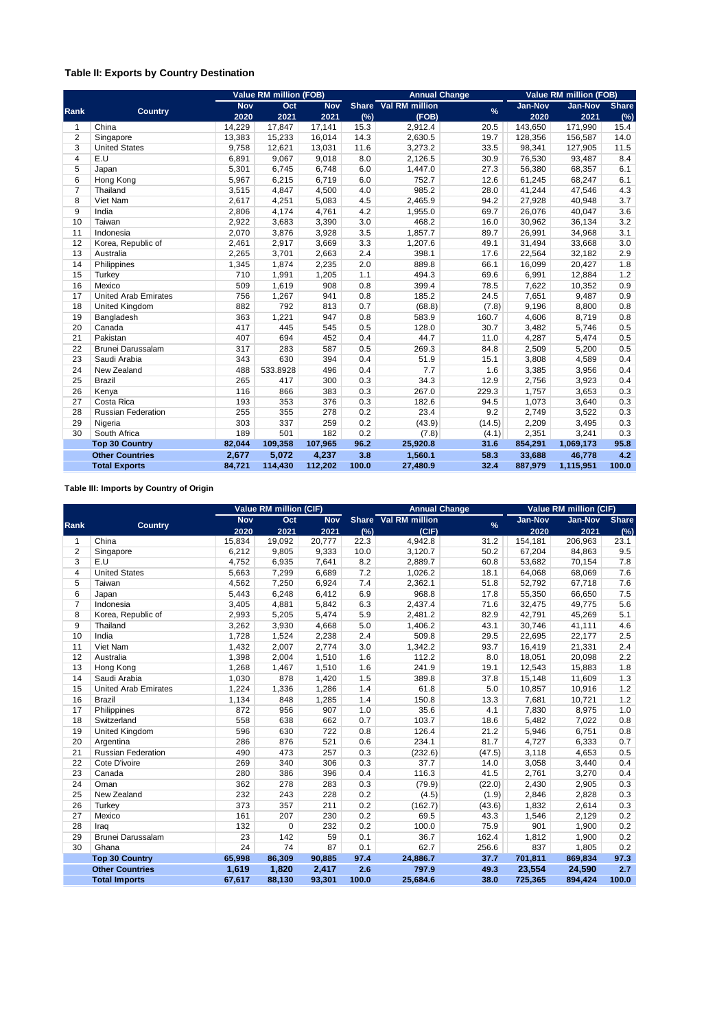### Table II: Exports by Country Destination

| Rank | Country | Value RM million (FOB) | | | | Annual Change | | Value RM million (FOB) | | |
|---|---|---|---|---|---|---|---|---|---|---|
| | | Nov 2020 | Oct 2021 | Nov 2021 | Share (%) | Val RM million (FOB) | % | Jan-Nov 2020 | Jan-Nov 2021 | Share (%) |
| 1 | China | 14,229 | 17,847 | 17,141 | 15.3 | 2,912.4 | 20.5 | 143,650 | 171,990 | 15.4 |
| 2 | Singapore | 13,383 | 15,233 | 16,014 | 14.3 | 2,630.5 | 19.7 | 128,356 | 156,587 | 14.0 |
| 3 | United States | 9,758 | 12,621 | 13,031 | 11.6 | 3,273.2 | 33.5 | 98,341 | 127,905 | 11.5 |
| 4 | E.U | 6,891 | 9,067 | 9,018 | 8.0 | 2,126.5 | 30.9 | 76,530 | 93,487 | 8.4 |
| 5 | Japan | 5,301 | 6,745 | 6,748 | 6.0 | 1,447.0 | 27.3 | 56,380 | 68,357 | 6.1 |
| 6 | Hong Kong | 5,967 | 6,215 | 6,719 | 6.0 | 752.7 | 12.6 | 61,245 | 68,247 | 6.1 |
| 7 | Thailand | 3,515 | 4,847 | 4,500 | 4.0 | 985.2 | 28.0 | 41,244 | 47,546 | 4.3 |
| 8 | Viet Nam | 2,617 | 4,251 | 5,083 | 4.5 | 2,465.9 | 94.2 | 27,928 | 40,948 | 3.7 |
| 9 | India | 2,806 | 4,174 | 4,761 | 4.2 | 1,955.0 | 69.7 | 26,076 | 40,047 | 3.6 |
| 10 | Taiwan | 2,922 | 3,683 | 3,390 | 3.0 | 468.2 | 16.0 | 30,962 | 36,134 | 3.2 |
| 11 | Indonesia | 2,070 | 3,876 | 3,928 | 3.5 | 1,857.7 | 89.7 | 26,991 | 34,968 | 3.1 |
| 12 | Korea, Republic of | 2,461 | 2,917 | 3,669 | 3.3 | 1,207.6 | 49.1 | 31,494 | 33,668 | 3.0 |
| 13 | Australia | 2,265 | 3,701 | 2,663 | 2.4 | 398.1 | 17.6 | 22,564 | 32,182 | 2.9 |
| 14 | Philippines | 1,345 | 1,874 | 2,235 | 2.0 | 889.8 | 66.1 | 16,099 | 20,427 | 1.8 |
| 15 | Turkey | 710 | 1,991 | 1,205 | 1.1 | 494.3 | 69.6 | 6,991 | 12,884 | 1.2 |
| 16 | Mexico | 509 | 1,619 | 908 | 0.8 | 399.4 | 78.5 | 7,622 | 10,352 | 0.9 |
| 17 | United Arab Emirates | 756 | 1,267 | 941 | 0.8 | 185.2 | 24.5 | 7,651 | 9,487 | 0.9 |
| 18 | United Kingdom | 882 | 792 | 813 | 0.7 | (68.8) | (7.8) | 9,196 | 8,800 | 0.8 |
| 19 | Bangladesh | 363 | 1,221 | 947 | 0.8 | 583.9 | 160.7 | 4,606 | 8,719 | 0.8 |
| 20 | Canada | 417 | 445 | 545 | 0.5 | 128.0 | 30.7 | 3,482 | 5,746 | 0.5 |
| 21 | Pakistan | 407 | 694 | 452 | 0.4 | 44.7 | 11.0 | 4,287 | 5,474 | 0.5 |
| 22 | Brunei Darussalam | 317 | 283 | 587 | 0.5 | 269.3 | 84.8 | 2,509 | 5,200 | 0.5 |
| 23 | Saudi Arabia | 343 | 630 | 394 | 0.4 | 51.9 | 15.1 | 3,808 | 4,589 | 0.4 |
| 24 | New Zealand | 488 | 533.8928 | 496 | 0.4 | 7.7 | 1.6 | 3,385 | 3,956 | 0.4 |
| 25 | Brazil | 265 | 417 | 300 | 0.3 | 34.3 | 12.9 | 2,756 | 3,923 | 0.4 |
| 26 | Kenya | 116 | 866 | 383 | 0.3 | 267.0 | 229.3 | 1,757 | 3,653 | 0.3 |
| 27 | Costa Rica | 193 | 353 | 376 | 0.3 | 182.6 | 94.5 | 1,073 | 3,640 | 0.3 |
| 28 | Russian Federation | 255 | 355 | 278 | 0.2 | 23.4 | 9.2 | 2,749 | 3,522 | 0.3 |
| 29 | Nigeria | 303 | 337 | 259 | 0.2 | (43.9) | (14.5) | 2,209 | 3,495 | 0.3 |
| 30 | South Africa | 189 | 501 | 182 | 0.2 | (7.8) | (4.1) | 2,351 | 3,241 | 0.3 |
| | **Top 30 Country** | **82,044** | **109,358** | **107,965** | **96.2** | **25,920.8** | **31.6** | **854,291** | **1,069,173** | **95.8** |
| | **Other Countries** | **2,677** | **5,072** | **4,237** | **3.8** | **1,560.1** | **58.3** | **33,688** | **46,778** | **4.2** |
| | **Total Exports** | **84,721** | **114,430** | **112,202** | **100.0** | **27,480.9** | **32.4** | **887,979** | **1,115,951** | **100.0** |

### Table III: Imports by Country of Origin

| Rank | Country | Value RM million (CIF) | | | | Annual Change | | Value RM million (CIF) | | |
|---|---|---|---|---|---|---|---|---|---|---|
| | | Nov 2020 | Oct 2021 | Nov 2021 | Share (%) | Val RM million (CIF) | % | Jan-Nov 2020 | Jan-Nov 2021 | Share (%) |
| 1 | China | 15,834 | 19,092 | 20,777 | 22.3 | 4,942.8 | 31.2 | 154,181 | 206,963 | 23.1 |
| 2 | Singapore | 6,212 | 9,805 | 9,333 | 10.0 | 3,120.7 | 50.2 | 67,204 | 84,863 | 9.5 |
| 3 | E.U | 4,752 | 6,935 | 7,641 | 8.2 | 2,889.7 | 60.8 | 53,682 | 70,154 | 7.8 |
| 4 | United States | 5,663 | 7,299 | 6,689 | 7.2 | 1,026.2 | 18.1 | 64,068 | 68,069 | 7.6 |
| 5 | Taiwan | 4,562 | 7,250 | 6,924 | 7.4 | 2,362.1 | 51.8 | 52,792 | 67,718 | 7.6 |
| 6 | Japan | 5,443 | 6,248 | 6,412 | 6.9 | 968.8 | 17.8 | 55,350 | 66,650 | 7.5 |
| 7 | Indonesia | 3,405 | 4,881 | 5,842 | 6.3 | 2,437.4 | 71.6 | 32,475 | 49,775 | 5.6 |
| 8 | Korea, Republic of | 2,993 | 5,205 | 5,474 | 5.9 | 2,481.2 | 82.9 | 42,791 | 45,269 | 5.1 |
| 9 | Thailand | 3,262 | 3,930 | 4,668 | 5.0 | 1,406.2 | 43.1 | 30,746 | 41,111 | 4.6 |
| 10 | India | 1,728 | 1,524 | 2,238 | 2.4 | 509.8 | 29.5 | 22,695 | 22,177 | 2.5 |
| 11 | Viet Nam | 1,432 | 2,007 | 2,774 | 3.0 | 1,342.2 | 93.7 | 16,419 | 21,331 | 2.4 |
| 12 | Australia | 1,398 | 2,004 | 1,510 | 1.6 | 112.2 | 8.0 | 18,051 | 20,098 | 2.2 |
| 13 | Hong Kong | 1,268 | 1,467 | 1,510 | 1.6 | 241.9 | 19.1 | 12,543 | 15,883 | 1.8 |
| 14 | Saudi Arabia | 1,030 | 878 | 1,420 | 1.5 | 389.8 | 37.8 | 15,148 | 11,609 | 1.3 |
| 15 | United Arab Emirates | 1,224 | 1,336 | 1,286 | 1.4 | 61.8 | 5.0 | 10,857 | 10,916 | 1.2 |
| 16 | Brazil | 1,134 | 848 | 1,285 | 1.4 | 150.8 | 13.3 | 7,681 | 10,721 | 1.2 |
| 17 | Philippines | 872 | 956 | 907 | 1.0 | 35.6 | 4.1 | 7,830 | 8,975 | 1.0 |
| 18 | Switzerland | 558 | 638 | 662 | 0.7 | 103.7 | 18.6 | 5,482 | 7,022 | 0.8 |
| 19 | United Kingdom | 596 | 630 | 722 | 0.8 | 126.4 | 21.2 | 5,946 | 6,751 | 0.8 |
| 20 | Argentina | 286 | 876 | 521 | 0.6 | 234.1 | 81.7 | 4,727 | 6,333 | 0.7 |
| 21 | Russian Federation | 490 | 473 | 257 | 0.3 | (232.6) | (47.5) | 3,118 | 4,653 | 0.5 |
| 22 | Cote D'ivoire | 269 | 340 | 306 | 0.3 | 37.7 | 14.0 | 3,058 | 3,440 | 0.4 |
| 23 | Canada | 280 | 386 | 396 | 0.4 | 116.3 | 41.5 | 2,761 | 3,270 | 0.4 |
| 24 | Oman | 362 | 278 | 283 | 0.3 | (79.9) | (22.0) | 2,430 | 2,905 | 0.3 |
| 25 | New Zealand | 232 | 243 | 228 | 0.2 | (4.5) | (1.9) | 2,846 | 2,828 | 0.3 |
| 26 | Turkey | 373 | 357 | 211 | 0.2 | (162.7) | (43.6) | 1,832 | 2,614 | 0.3 |
| 27 | Mexico | 161 | 207 | 230 | 0.2 | 69.5 | 43.3 | 1,546 | 2,129 | 0.2 |
| 28 | Iraq | 132 | 0 | 232 | 0.2 | 100.0 | 75.9 | 901 | 1,900 | 0.2 |
| 29 | Brunei Darussalam | 23 | 142 | 59 | 0.1 | 36.7 | 162.4 | 1,812 | 1,900 | 0.2 |
| 30 | Ghana | 24 | 74 | 87 | 0.1 | 62.7 | 256.6 | 837 | 1,805 | 0.2 |
| | **Top 30 Country** | **65,998** | **86,309** | **90,885** | **97.4** | **24,886.7** | **37.7** | **701,811** | **869,834** | **97.3** |
| | **Other Countries** | **1,619** | **1,820** | **2,417** | **2.6** | **797.9** | **49.3** | **23,554** | **24,590** | **2.7** |
| | **Total Imports** | **67,617** | **88,130** | **93,301** | **100.0** | **25,684.6** | **38.0** | **725,365** | **894,424** | **100.0** |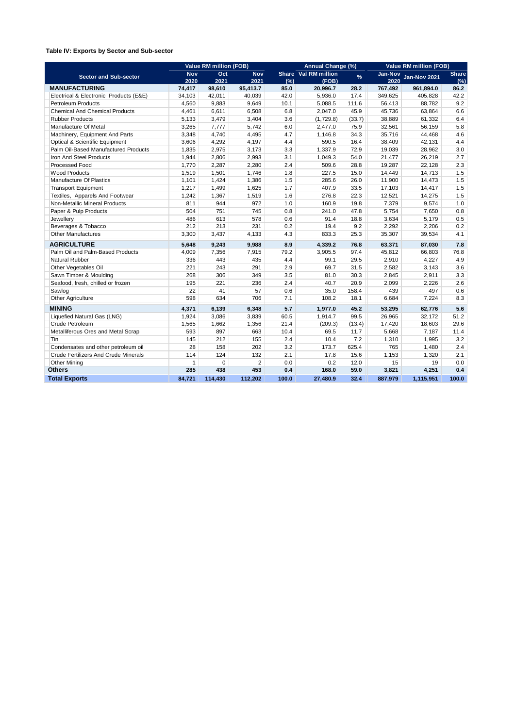**Table IV: Exports by Sector and Sub-sector**

| Sector and Sub-sector | Value RM million (FOB) | | | Share (%) | Annual Change (%) | | Value RM million (FOB) | | Share (%) |
|---|---|---|---|---|---|---|---|---|---|
| | Nov 2020 | Oct 2021 | Nov 2021 | | Val RM million (FOB) | % | Jan-Nov 2020 | Jan-Nov 2021 | |
| **MANUFACTURING** | **74,417** | **98,610** | **95,413.7** | **85.0** | **20,996.7** | **28.2** | **767,492** | **961,894.0** | **86.2** |
| Electrical & Electronic Products (E&E) | 34,103 | 42,011 | 40,039 | 42.0 | 5,936.0 | 17.4 | 349,625 | 405,828 | 42.2 |
| Petroleum Products | 4,560 | 9,883 | 9,649 | 10.1 | 5,088.5 | 111.6 | 56,413 | 88,782 | 9.2 |
| Chemical And Chemical Products | 4,461 | 6,611 | 6,508 | 6.8 | 2,047.0 | 45.9 | 45,736 | 63,864 | 6.6 |
| Rubber Products | 5,133 | 3,479 | 3,404 | 3.6 | (1,729.8) | (33.7) | 38,889 | 61,332 | 6.4 |
| Manufacture Of Metal | 3,265 | 7,777 | 5,742 | 6.0 | 2,477.0 | 75.9 | 32,561 | 56,159 | 5.8 |
| Machinery, Equipment And Parts | 3,348 | 4,740 | 4,495 | 4.7 | 1,146.8 | 34.3 | 35,716 | 44,468 | 4.6 |
| Optical & Scientific Equipment | 3,606 | 4,292 | 4,197 | 4.4 | 590.5 | 16.4 | 38,409 | 42,131 | 4.4 |
| Palm Oil-Based Manufactured Products | 1,835 | 2,975 | 3,173 | 3.3 | 1,337.9 | 72.9 | 19,039 | 28,962 | 3.0 |
| Iron And Steel Products | 1,944 | 2,806 | 2,993 | 3.1 | 1,049.3 | 54.0 | 21,477 | 26,219 | 2.7 |
| Processed Food | 1,770 | 2,287 | 2,280 | 2.4 | 509.6 | 28.8 | 19,287 | 22,128 | 2.3 |
| Wood Products | 1,519 | 1,501 | 1,746 | 1.8 | 227.5 | 15.0 | 14,449 | 14,713 | 1.5 |
| Manufacture Of Plastics | 1,101 | 1,424 | 1,386 | 1.5 | 285.6 | 26.0 | 11,900 | 14,473 | 1.5 |
| Transport Equipment | 1,217 | 1,499 | 1,625 | 1.7 | 407.9 | 33.5 | 17,103 | 14,417 | 1.5 |
| Textiles, Apparels And Footwear | 1,242 | 1,367 | 1,519 | 1.6 | 276.8 | 22.3 | 12,521 | 14,275 | 1.5 |
| Non-Metallic Mineral Products | 811 | 944 | 972 | 1.0 | 160.9 | 19.8 | 7,379 | 9,574 | 1.0 |
| Paper & Pulp Products | 504 | 751 | 745 | 0.8 | 241.0 | 47.8 | 5,754 | 7,650 | 0.8 |
| Jewellery | 486 | 613 | 578 | 0.6 | 91.4 | 18.8 | 3,634 | 5,179 | 0.5 |
| Beverages & Tobacco | 212 | 213 | 231 | 0.2 | 19.4 | 9.2 | 2,292 | 2,206 | 0.2 |
| Other Manufactures | 3,300 | 3,437 | 4,133 | 4.3 | 833.3 | 25.3 | 35,307 | 39,534 | 4.1 |
| **AGRICULTURE** | **5,648** | **9,243** | **9,988** | **8.9** | **4,339.2** | **76.8** | **63,371** | **87,030** | **7.8** |
| Palm Oil and Palm-Based Products | 4,009 | 7,356 | 7,915 | 79.2 | 3,905.5 | 97.4 | 45,812 | 66,803 | 76.8 |
| Natural Rubber | 336 | 443 | 435 | 4.4 | 99.1 | 29.5 | 2,910 | 4,227 | 4.9 |
| Other Vegetables Oil | 221 | 243 | 291 | 2.9 | 69.7 | 31.5 | 2,582 | 3,143 | 3.6 |
| Sawn Timber & Moulding | 268 | 306 | 349 | 3.5 | 81.0 | 30.3 | 2,845 | 2,911 | 3.3 |
| Seafood, fresh, chilled or frozen | 195 | 221 | 236 | 2.4 | 40.7 | 20.9 | 2,099 | 2,226 | 2.6 |
| Sawlog | 22 | 41 | 57 | 0.6 | 35.0 | 158.4 | 439 | 497 | 0.6 |
| Other Agriculture | 598 | 634 | 706 | 7.1 | 108.2 | 18.1 | 6,684 | 7,224 | 8.3 |
| **MINING** | **4,371** | **6,139** | **6,348** | **5.7** | **1,977.0** | **45.2** | **53,295** | **62,776** | **5.6** |
| Liquefied Natural Gas (LNG) | 1,924 | 3,086 | 3,839 | 60.5 | 1,914.7 | 99.5 | 26,965 | 32,172 | 51.2 |
| Crude Petroleum | 1,565 | 1,662 | 1,356 | 21.4 | (209.3) | (13.4) | 17,420 | 18,603 | 29.6 |
| Metalliferous Ores and Metal Scrap | 593 | 897 | 663 | 10.4 | 69.5 | 11.7 | 5,668 | 7,187 | 11.4 |
| Tin | 145 | 212 | 155 | 2.4 | 10.4 | 7.2 | 1,310 | 1,995 | 3.2 |
| Condensates and other petroleum oil | 28 | 158 | 202 | 3.2 | 173.7 | 625.4 | 765 | 1,480 | 2.4 |
| Crude Fertilizers And Crude Minerals | 114 | 124 | 132 | 2.1 | 17.8 | 15.6 | 1,153 | 1,320 | 2.1 |
| Other Mining | 1 | 0 | 2 | 0.0 | 0.2 | 12.0 | 15 | 19 | 0.0 |
| **Others** | **285** | **438** | **453** | **0.4** | **168.0** | **59.0** | **3,821** | **4,251** | **0.4** |
| **Total Exports** | **84,721** | **114,430** | **112,202** | **100.0** | **27,480.9** | **32.4** | **887,979** | **1,115,951** | **100.0** |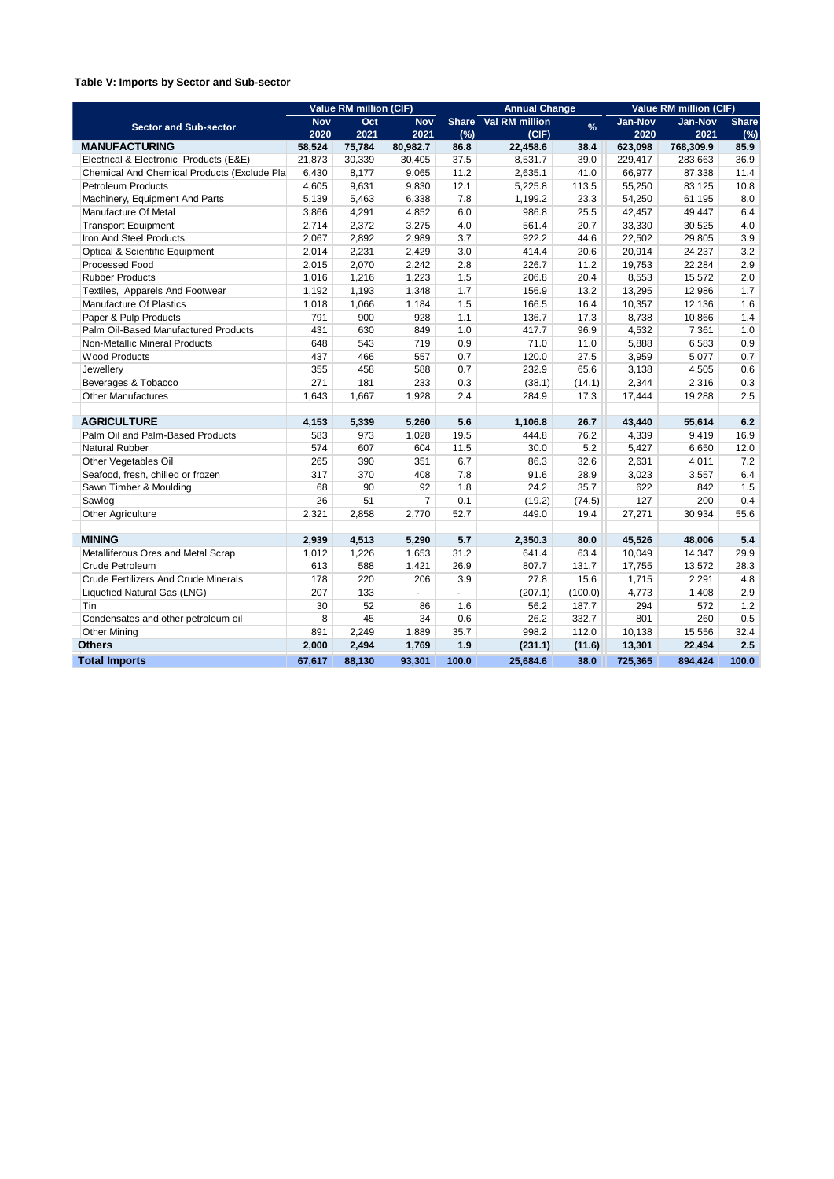**Table V: Imports by Sector and Sub-sector**

| Sector and Sub-sector | Value RM million (CIF) | | | | Annual Change | | Value RM million (CIF) | | |
|---|---|---|---|---|---|---|---|---|---|
| | Nov 2020 | Oct 2021 | Nov 2021 | Share (%) | Val RM million (CIF) | % | Jan-Nov 2020 | Jan-Nov 2021 | Share (%) |
| **MANUFACTURING** | **58,524** | **75,784** | **80,982.7** | **86.8** | **22,458.6** | **38.4** | **623,098** | **768,309.9** | **85.9** |
| Electrical & Electronic Products (E&E) | 21,873 | 30,339 | 30,405 | 37.5 | 8,531.7 | 39.0 | 229,417 | 283,663 | 36.9 |
| Chemical And Chemical Products (Exclude Pla | 6,430 | 8,177 | 9,065 | 11.2 | 2,635.1 | 41.0 | 66,977 | 87,338 | 11.4 |
| Petroleum Products | 4,605 | 9,631 | 9,830 | 12.1 | 5,225.8 | 113.5 | 55,250 | 83,125 | 10.8 |
| Machinery, Equipment And Parts | 5,139 | 5,463 | 6,338 | 7.8 | 1,199.2 | 23.3 | 54,250 | 61,195 | 8.0 |
| Manufacture Of Metal | 3,866 | 4,291 | 4,852 | 6.0 | 986.8 | 25.5 | 42,457 | 49,447 | 6.4 |
| Transport Equipment | 2,714 | 2,372 | 3,275 | 4.0 | 561.4 | 20.7 | 33,330 | 30,525 | 4.0 |
| Iron And Steel Products | 2,067 | 2,892 | 2,989 | 3.7 | 922.2 | 44.6 | 22,502 | 29,805 | 3.9 |
| Optical & Scientific Equipment | 2,014 | 2,231 | 2,429 | 3.0 | 414.4 | 20.6 | 20,914 | 24,237 | 3.2 |
| Processed Food | 2,015 | 2,070 | 2,242 | 2.8 | 226.7 | 11.2 | 19,753 | 22,284 | 2.9 |
| Rubber Products | 1,016 | 1,216 | 1,223 | 1.5 | 206.8 | 20.4 | 8,553 | 15,572 | 2.0 |
| Textiles, Apparels And Footwear | 1,192 | 1,193 | 1,348 | 1.7 | 156.9 | 13.2 | 13,295 | 12,986 | 1.7 |
| Manufacture Of Plastics | 1,018 | 1,066 | 1,184 | 1.5 | 166.5 | 16.4 | 10,357 | 12,136 | 1.6 |
| Paper & Pulp Products | 791 | 900 | 928 | 1.1 | 136.7 | 17.3 | 8,738 | 10,866 | 1.4 |
| Palm Oil-Based Manufactured Products | 431 | 630 | 849 | 1.0 | 417.7 | 96.9 | 4,532 | 7,361 | 1.0 |
| Non-Metallic Mineral Products | 648 | 543 | 719 | 0.9 | 71.0 | 11.0 | 5,888 | 6,583 | 0.9 |
| Wood Products | 437 | 466 | 557 | 0.7 | 120.0 | 27.5 | 3,959 | 5,077 | 0.7 |
| Jewellery | 355 | 458 | 588 | 0.7 | 232.9 | 65.6 | 3,138 | 4,505 | 0.6 |
| Beverages & Tobacco | 271 | 181 | 233 | 0.3 | (38.1) | (14.1) | 2,344 | 2,316 | 0.3 |
| Other Manufactures | 1,643 | 1,667 | 1,928 | 2.4 | 284.9 | 17.3 | 17,444 | 19,288 | 2.5 |
| | | | | | | | | | |
| **AGRICULTURE** | **4,153** | **5,339** | **5,260** | **5.6** | **1,106.8** | **26.7** | **43,440** | **55,614** | **6.2** |
| Palm Oil and Palm-Based Products | 583 | 973 | 1,028 | 19.5 | 444.8 | 76.2 | 4,339 | 9,419 | 16.9 |
| Natural Rubber | 574 | 607 | 604 | 11.5 | 30.0 | 5.2 | 5,427 | 6,650 | 12.0 |
| Other Vegetables Oil | 265 | 390 | 351 | 6.7 | 86.3 | 32.6 | 2,631 | 4,011 | 7.2 |
| Seafood, fresh, chilled or frozen | 317 | 370 | 408 | 7.8 | 91.6 | 28.9 | 3,023 | 3,557 | 6.4 |
| Sawn Timber & Moulding | 68 | 90 | 92 | 1.8 | 24.2 | 35.7 | 622 | 842 | 1.5 |
| Sawlog | 26 | 51 | 7 | 0.1 | (19.2) | (74.5) | 127 | 200 | 0.4 |
| Other Agriculture | 2,321 | 2,858 | 2,770 | 52.7 | 449.0 | 19.4 | 27,271 | 30,934 | 55.6 |
| | | | | | | | | | |
| **MINING** | **2,939** | **4,513** | **5,290** | **5.7** | **2,350.3** | **80.0** | **45,526** | **48,006** | **5.4** |
| Metalliferous Ores and Metal Scrap | 1,012 | 1,226 | 1,653 | 31.2 | 641.4 | 63.4 | 10,049 | 14,347 | 29.9 |
| Crude Petroleum | 613 | 588 | 1,421 | 26.9 | 807.7 | 131.7 | 17,755 | 13,572 | 28.3 |
| Crude Fertilizers And Crude Minerals | 178 | 220 | 206 | 3.9 | 27.8 | 15.6 | 1,715 | 2,291 | 4.8 |
| Liquefied Natural Gas (LNG) | 207 | 133 | - | - | (207.1) | (100.0) | 4,773 | 1,408 | 2.9 |
| Tin | 30 | 52 | 86 | 1.6 | 56.2 | 187.7 | 294 | 572 | 1.2 |
| Condensates and other petroleum oil | 8 | 45 | 34 | 0.6 | 26.2 | 332.7 | 801 | 260 | 0.5 |
| Other Mining | 891 | 2,249 | 1,889 | 35.7 | 998.2 | 112.0 | 10,138 | 15,556 | 32.4 |
| **Others** | **2,000** | **2,494** | **1,769** | **1.9** | **(231.1)** | **(11.6)** | **13,301** | **22,494** | **2.5** |
| **Total Imports** | **67,617** | **88,130** | **93,301** | **100.0** | **25,684.6** | **38.0** | **725,365** | **894,424** | **100.0** |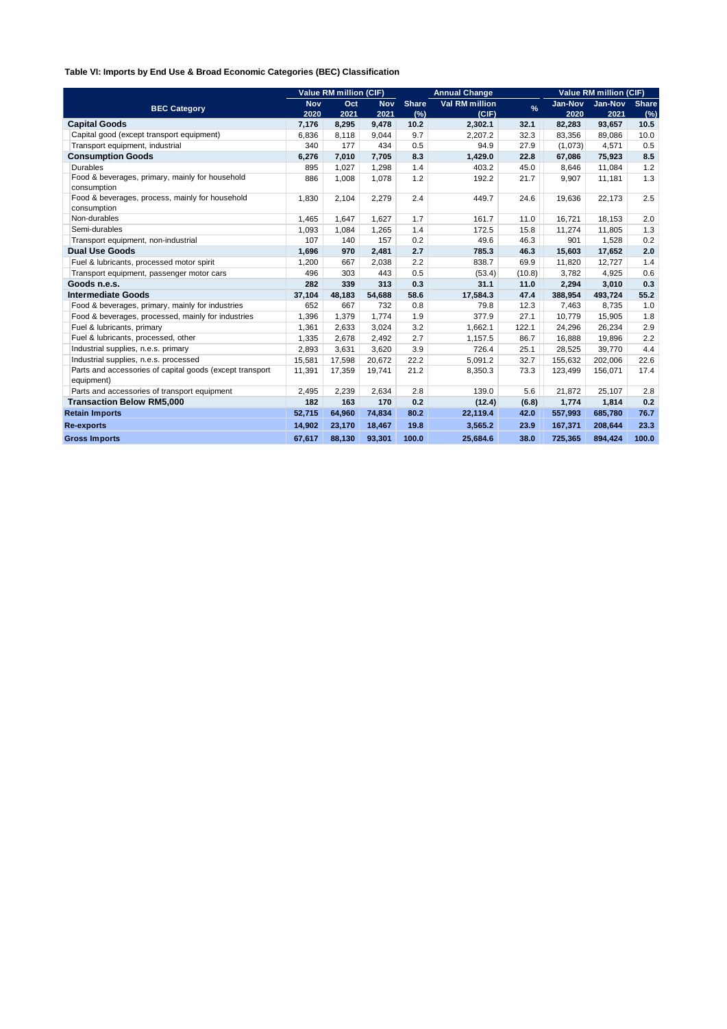**Table VI: Imports by End Use & Broad Economic Categories (BEC) Classification**

| BEC Category | Value RM million (CIF) | | | | Annual Change | | Value RM million (CIF) | | |
|---|---|---|---|---|---|---|---|---|---|
| | Nov 2020 | Oct 2021 | Nov 2021 | Share (%) | Val RM million (CIF) | % | Jan-Nov 2020 | Jan-Nov 2021 | Share (%) |
| **Capital Goods** | **7,176** | **8,295** | **9,478** | **10.2** | **2,302.1** | **32.1** | **82,283** | **93,657** | **10.5** |
| Capital good (except transport equipment) | 6,836 | 8,118 | 9,044 | 9.7 | 2,207.2 | 32.3 | 83,356 | 89,086 | 10.0 |
| Transport equipment, industrial | 340 | 177 | 434 | 0.5 | 94.9 | 27.9 | (1,073) | 4,571 | 0.5 |
| **Consumption Goods** | **6,276** | **7,010** | **7,705** | **8.3** | **1,429.0** | **22.8** | **67,086** | **75,923** | **8.5** |
| Durables | 895 | 1,027 | 1,298 | 1.4 | 403.2 | 45.0 | 8,646 | 11,084 | 1.2 |
| Food & beverages, primary, mainly for household consumption | 886 | 1,008 | 1,078 | 1.2 | 192.2 | 21.7 | 9,907 | 11,181 | 1.3 |
| Food & beverages, process, mainly for household consumption | 1,830 | 2,104 | 2,279 | 2.4 | 449.7 | 24.6 | 19,636 | 22,173 | 2.5 |
| Non-durables | 1,465 | 1,647 | 1,627 | 1.7 | 161.7 | 11.0 | 16,721 | 18,153 | 2.0 |
| Semi-durables | 1,093 | 1,084 | 1,265 | 1.4 | 172.5 | 15.8 | 11,274 | 11,805 | 1.3 |
| Transport equipment, non-industrial | 107 | 140 | 157 | 0.2 | 49.6 | 46.3 | 901 | 1,528 | 0.2 |
| **Dual Use Goods** | **1,696** | **970** | **2,481** | **2.7** | **785.3** | **46.3** | **15,603** | **17,652** | **2.0** |
| Fuel & lubricants, processed motor spirit | 1,200 | 667 | 2,038 | 2.2 | 838.7 | 69.9 | 11,820 | 12,727 | 1.4 |
| Transport equipment, passenger motor cars | 496 | 303 | 443 | 0.5 | (53.4) | (10.8) | 3,782 | 4,925 | 0.6 |
| **Goods n.e.s.** | **282** | **339** | **313** | **0.3** | **31.1** | **11.0** | **2,294** | **3,010** | **0.3** |
| **Intermediate Goods** | **37,104** | **48,183** | **54,688** | **58.6** | **17,584.3** | **47.4** | **388,954** | **493,724** | **55.2** |
| Food & beverages, primary, mainly for industries | 652 | 667 | 732 | 0.8 | 79.8 | 12.3 | 7,463 | 8,735 | 1.0 |
| Food & beverages, processed, mainly for industries | 1,396 | 1,379 | 1,774 | 1.9 | 377.9 | 27.1 | 10,779 | 15,905 | 1.8 |
| Fuel & lubricants, primary | 1,361 | 2,633 | 3,024 | 3.2 | 1,662.1 | 122.1 | 24,296 | 26,234 | 2.9 |
| Fuel & lubricants, processed, other | 1,335 | 2,678 | 2,492 | 2.7 | 1,157.5 | 86.7 | 16,888 | 19,896 | 2.2 |
| Industrial supplies, n.e.s. primary | 2,893 | 3,631 | 3,620 | 3.9 | 726.4 | 25.1 | 28,525 | 39,770 | 4.4 |
| Industrial supplies, n.e.s. processed | 15,581 | 17,598 | 20,672 | 22.2 | 5,091.2 | 32.7 | 155,632 | 202,006 | 22.6 |
| Parts and accessories of capital goods (except transport equipment) | 11,391 | 17,359 | 19,741 | 21.2 | 8,350.3 | 73.3 | 123,499 | 156,071 | 17.4 |
| Parts and accessories of transport equipment | 2,495 | 2,239 | 2,634 | 2.8 | 139.0 | 5.6 | 21,872 | 25,107 | 2.8 |
| **Transaction Below RM5,000** | **182** | **163** | **170** | **0.2** | **(12.4)** | **(6.8)** | **1,774** | **1,814** | **0.2** |
| **Retain Imports** | **52,715** | **64,960** | **74,834** | **80.2** | **22,119.4** | **42.0** | **557,993** | **685,780** | **76.7** |
| **Re-exports** | **14,902** | **23,170** | **18,467** | **19.8** | **3,565.2** | **23.9** | **167,371** | **208,644** | **23.3** |
| **Gross Imports** | **67,617** | **88,130** | **93,301** | **100.0** | **25,684.6** | **38.0** | **725,365** | **894,424** | **100.0** |